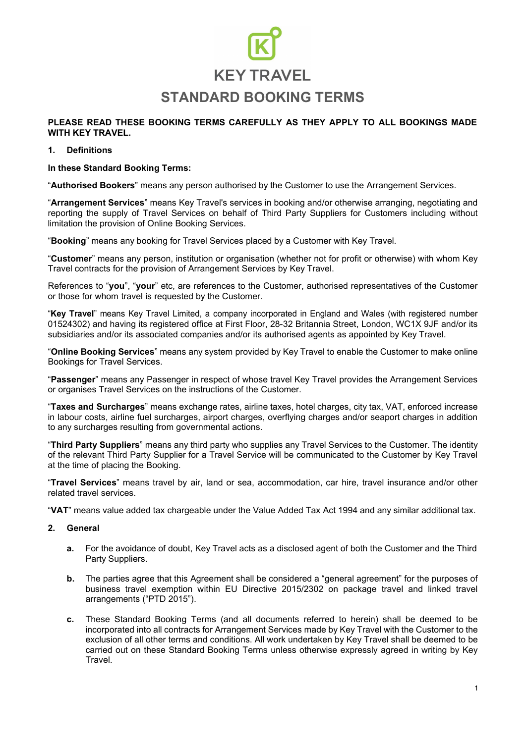# KEY TRAVEL

# STANDARD BOOKING TERMS

**PLEASE READ THESE BOOKING TERMS CAREFULLY AS THEY APPLY TO ALL BOOKINGS MADE WITH KEY TRAVEL.**

## 1. Definitions

**In these Standard Booking Terms:**

"**Authorised Bookers**" means any person authorised by the Customer to use the Arrangement Services.

"**Arrangement Services**" means Key Travel's services in booking and/or otherwise arranging, negotiating and reporting the supply of Travel Services on behalf of Third Party Suppliers for Customers including without limitation the provision of Online Booking Services.

"**Booking**" means any booking for Travel Services placed by a Customer with Key Travel.

"**Customer**" means any person, institution or organisation (whether not for profit or otherwise) with whom Key Travel contracts for the provision of Arrangement Services by Key Travel.

References to "**you**", "**your**" etc, are references to the Customer, authorised representatives of the Customer or those for whom travel is requested by the Customer.

"**Key Travel**" means Key Travel Limited, a company incorporated in England and Wales (with registered number 01524302) and having its registered office at First Floor, 28-32 Britannia Street, London, WC1X 9JF and/or its subsidiaries and/or its associated companies and/or its authorised agents as appointed by Key Travel.

"**Online Booking Services**" means any system provided by Key Travel to enable the Customer to make online Bookings for Travel Services.

"**Passenger**" means any Passenger in respect of whose travel Key Travel provides the Arrangement Services or organises Travel Services on the instructions of the Customer.

"**Taxes and Surcharges**" means exchange rates, airline taxes, hotel charges, city tax, VAT, enforced increase in labour costs, airline fuel surcharges, airport charges, overflying charges and/or seaport charges in addition to any surcharges resulting from governmental actions.

"**Third Party Suppliers**" means any third party who supplies any Travel Services to the Customer. The identity of the relevant Third Party Supplier for a Travel Service will be communicated to the Customer by Key Travel at the time of placing the Booking.

"**Travel Services**" means travel by air, land or sea, accommodation, car hire, travel insurance and/or other related travel services.

"**VAT**" means value added tax chargeable under the Value Added Tax Act 1994 and any similar additional tax.

## 2. General

**a.** For the avoidance of doubt, Key Travel acts as a disclosed agent of both the Customer and the Third Party Suppliers.

**b.** The parties agree that this Agreement shall be considered a "general agreement" for the purposes of business travel exemption within EU Directive 2015/2302 on package travel and linked travel arrangements ("PTD 2015").

**c.** These Standard Booking Terms (and all documents referred to herein) shall be deemed to be incorporated into all contracts for Arrangement Services made by Key Travel with the Customer to the exclusion of all other terms and conditions. All work undertaken by Key Travel shall be deemed to be carried out on these Standard Booking Terms unless otherwise expressly agreed in writing by Key Travel.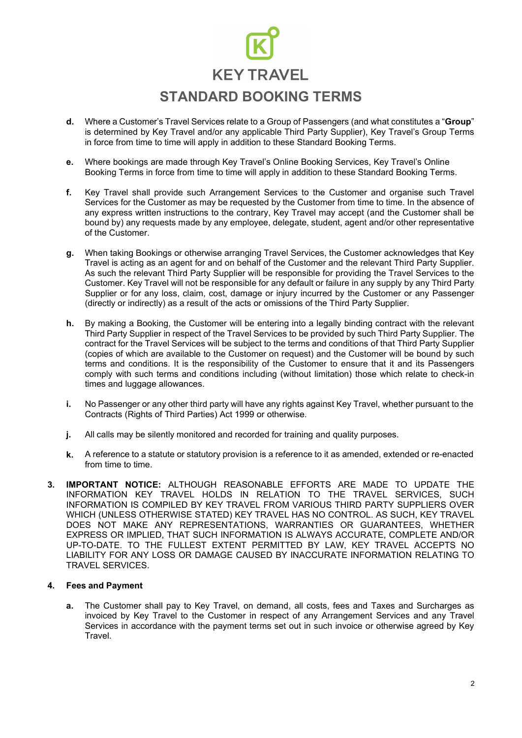**d.** Where a Customer's Travel Services relate to a Group of Passengers (and what constitutes a "**Group**" is determined by Key Travel and/or any applicable Third Party Supplier), Key Travel's Group Terms in force from time to time will apply in addition to these Standard Booking Terms.

**e.** Where bookings are made through Key Travel's Online Booking Services, Key Travel's Online Booking Terms in force from time to time will apply in addition to these Standard Booking Terms.

**f.** Key Travel shall provide such Arrangement Services to the Customer and organise such Travel Services for the Customer as may be requested by the Customer from time to time. In the absence of any express written instructions to the contrary, Key Travel may accept (and the Customer shall be bound by) any requests made by any employee, delegate, student, agent and/or other representative of the Customer.

**g.** When taking Bookings or otherwise arranging Travel Services, the Customer acknowledges that Key Travel is acting as an agent for and on behalf of the Customer and the relevant Third Party Supplier. As such the relevant Third Party Supplier will be responsible for providing the Travel Services to the Customer. Key Travel will not be responsible for any default or failure in any supply by any Third Party Supplier or for any loss, claim, cost, damage or injury incurred by the Customer or any Passenger (directly or indirectly) as a result of the acts or omissions of the Third Party Supplier.

**h.** By making a Booking, the Customer will be entering into a legally binding contract with the relevant Third Party Supplier in respect of the Travel Services to be provided by such Third Party Supplier. The contract for the Travel Services will be subject to the terms and conditions of that Third Party Supplier (copies of which are available to the Customer on request) and the Customer will be bound by such terms and conditions. It is the responsibility of the Customer to ensure that it and its Passengers comply with such terms and conditions including (without limitation) those which relate to check-in times and luggage allowances.

**i.** No Passenger or any other third party will have any rights against Key Travel, whether pursuant to the Contracts (Rights of Third Parties) Act 1999 or otherwise.

**j.** All calls may be silently monitored and recorded for training and quality purposes.

**k.** A reference to a statute or statutory provision is a reference to it as amended, extended or re-enacted from time to time.

**3. IMPORTANT NOTICE:** ALTHOUGH REASONABLE EFFORTS ARE MADE TO UPDATE THE INFORMATION KEY TRAVEL HOLDS IN RELATION TO THE TRAVEL SERVICES, SUCH INFORMATION IS COMPILED BY KEY TRAVEL FROM VARIOUS THIRD PARTY SUPPLIERS OVER WHICH (UNLESS OTHERWISE STATED) KEY TRAVEL HAS NO CONTROL. AS SUCH, KEY TRAVEL DOES NOT MAKE ANY REPRESENTATIONS, WARRANTIES OR GUARANTEES, WHETHER EXPRESS OR IMPLIED, THAT SUCH INFORMATION IS ALWAYS ACCURATE, COMPLETE AND/OR UP-TO-DATE. TO THE FULLEST EXTENT PERMITTED BY LAW, KEY TRAVEL ACCEPTS NO LIABILITY FOR ANY LOSS OR DAMAGE CAUSED BY INACCURATE INFORMATION RELATING TO TRAVEL SERVICES.

## 4. Fees and Payment

**a.** The Customer shall pay to Key Travel, on demand, all costs, fees and Taxes and Surcharges as invoiced by Key Travel to the Customer in respect of any Arrangement Services and any Travel Services in accordance with the payment terms set out in such invoice or otherwise agreed by Key Travel.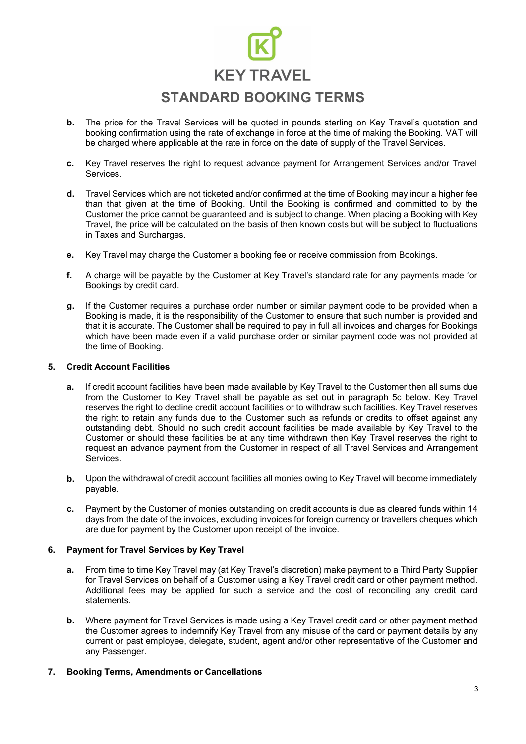b. The price for the Travel Services will be quoted in pounds sterling on Key Travel's quotation and booking confirmation using the rate of exchange in force at the time of making the Booking. VAT will be charged where applicable at the rate in force on the date of supply of the Travel Services.

c. Key Travel reserves the right to request advance payment for Arrangement Services and/or Travel Services.

d. Travel Services which are not ticketed and/or confirmed at the time of Booking may incur a higher fee than that given at the time of Booking. Until the Booking is confirmed and committed to by the Customer the price cannot be guaranteed and is subject to change. When placing a Booking with Key Travel, the price will be calculated on the basis of then known costs but will be subject to fluctuations in Taxes and Surcharges.

e. Key Travel may charge the Customer a booking fee or receive commission from Bookings.

f. A charge will be payable by the Customer at Key Travel's standard rate for any payments made for Bookings by credit card.

g. If the Customer requires a purchase order number or similar payment code to be provided when a Booking is made, it is the responsibility of the Customer to ensure that such number is provided and that it is accurate. The Customer shall be required to pay in full all invoices and charges for Bookings which have been made even if a valid purchase order or similar payment code was not provided at the time of Booking.

## 5. Credit Account Facilities

a. If credit account facilities have been made available by Key Travel to the Customer then all sums due from the Customer to Key Travel shall be payable as set out in paragraph 5c below. Key Travel reserves the right to decline credit account facilities or to withdraw such facilities. Key Travel reserves the right to retain any funds due to the Customer such as refunds or credits to offset against any outstanding debt. Should no such credit account facilities be made available by Key Travel to the Customer or should these facilities be at any time withdrawn then Key Travel reserves the right to request an advance payment from the Customer in respect of all Travel Services and Arrangement Services.

b. Upon the withdrawal of credit account facilities all monies owing to Key Travel will become immediately payable.

c. Payment by the Customer of monies outstanding on credit accounts is due as cleared funds within 14 days from the date of the invoices, excluding invoices for foreign currency or travellers cheques which are due for payment by the Customer upon receipt of the invoice.

## 6. Payment for Travel Services by Key Travel

a. From time to time Key Travel may (at Key Travel's discretion) make payment to a Third Party Supplier for Travel Services on behalf of a Customer using a Key Travel credit card or other payment method. Additional fees may be applied for such a service and the cost of reconciling any credit card statements.

b. Where payment for Travel Services is made using a Key Travel credit card or other payment method the Customer agrees to indemnify Key Travel from any misuse of the card or payment details by any current or past employee, delegate, student, agent and/or other representative of the Customer and any Passenger.

## 7. Booking Terms, Amendments or Cancellations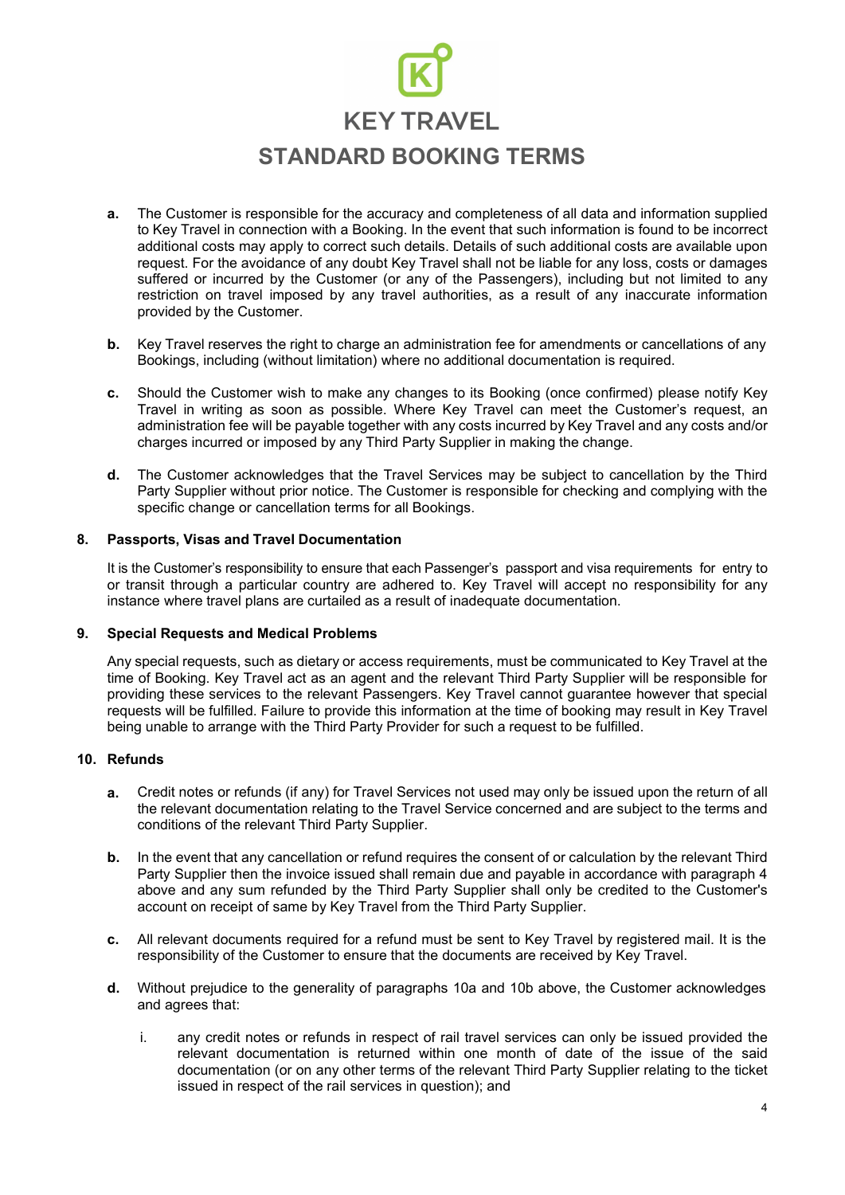- **a.** The Customer is responsible for the accuracy and completeness of all data and information supplied to Key Travel in connection with a Booking. In the event that such information is found to be incorrect additional costs may apply to correct such details. Details of such additional costs are available upon request. For the avoidance of any doubt Key Travel shall not be liable for any loss, costs or damages suffered or incurred by the Customer (or any of the Passengers), including but not limited to any restriction on travel imposed by any travel authorities, as a result of any inaccurate information provided by the Customer.

- **b.** Key Travel reserves the right to charge an administration fee for amendments or cancellations of any Bookings, including (without limitation) where no additional documentation is required.

- **c.** Should the Customer wish to make any changes to its Booking (once confirmed) please notify Key Travel in writing as soon as possible. Where Key Travel can meet the Customer's request, an administration fee will be payable together with any costs incurred by Key Travel and any costs and/or charges incurred or imposed by any Third Party Supplier in making the change.

- **d.** The Customer acknowledges that the Travel Services may be subject to cancellation by the Third Party Supplier without prior notice. The Customer is responsible for checking and complying with the specific change or cancellation terms for all Bookings.

## 8. Passports, Visas and Travel Documentation

It is the Customer's responsibility to ensure that each Passenger's passport and visa requirements for entry to or transit through a particular country are adhered to. Key Travel will accept no responsibility for any instance where travel plans are curtailed as a result of inadequate documentation.

## 9. Special Requests and Medical Problems

Any special requests, such as dietary or access requirements, must be communicated to Key Travel at the time of Booking. Key Travel act as an agent and the relevant Third Party Supplier will be responsible for providing these services to the relevant Passengers. Key Travel cannot guarantee however that special requests will be fulfilled. Failure to provide this information at the time of booking may result in Key Travel being unable to arrange with the Third Party Provider for such a request to be fulfilled.

## 10. Refunds

- **a.** Credit notes or refunds (if any) for Travel Services not used may only be issued upon the return of all the relevant documentation relating to the Travel Service concerned and are subject to the terms and conditions of the relevant Third Party Supplier.

- **b.** In the event that any cancellation or refund requires the consent of or calculation by the relevant Third Party Supplier then the invoice issued shall remain due and payable in accordance with paragraph 4 above and any sum refunded by the Third Party Supplier shall only be credited to the Customer's account on receipt of same by Key Travel from the Third Party Supplier.

- **c.** All relevant documents required for a refund must be sent to Key Travel by registered mail. It is the responsibility of the Customer to ensure that the documents are received by Key Travel.

- **d.** Without prejudice to the generality of paragraphs 10a and 10b above, the Customer acknowledges and agrees that:

  - i. any credit notes or refunds in respect of rail travel services can only be issued provided the relevant documentation is returned within one month of date of the issue of the said documentation (or on any other terms of the relevant Third Party Supplier relating to the ticket issued in respect of the rail services in question); and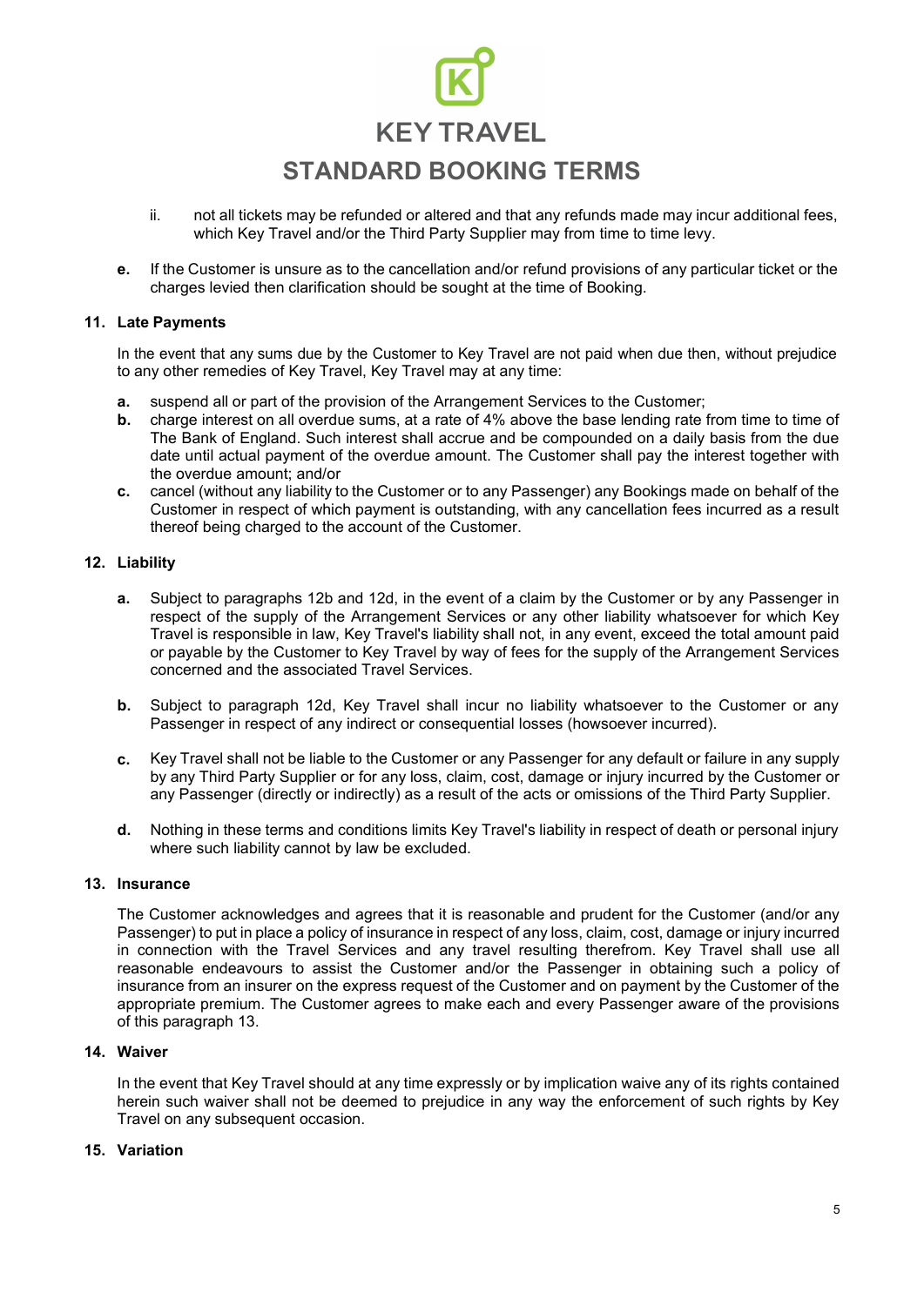ii. not all tickets may be refunded or altered and that any refunds made may incur additional fees, which Key Travel and/or the Third Party Supplier may from time to time levy.

**e.** If the Customer is unsure as to the cancellation and/or refund provisions of any particular ticket or the charges levied then clarification should be sought at the time of Booking.

### 11. Late Payments

In the event that any sums due by the Customer to Key Travel are not paid when due then, without prejudice to any other remedies of Key Travel, Key Travel may at any time:

**a.** suspend all or part of the provision of the Arrangement Services to the Customer;

**b.** charge interest on all overdue sums, at a rate of 4% above the base lending rate from time to time of The Bank of England. Such interest shall accrue and be compounded on a daily basis from the due date until actual payment of the overdue amount. The Customer shall pay the interest together with the overdue amount; and/or

**c.** cancel (without any liability to the Customer or to any Passenger) any Bookings made on behalf of the Customer in respect of which payment is outstanding, with any cancellation fees incurred as a result thereof being charged to the account of the Customer.

### 12. Liability

**a.** Subject to paragraphs 12b and 12d, in the event of a claim by the Customer or by any Passenger in respect of the supply of the Arrangement Services or any other liability whatsoever for which Key Travel is responsible in law, Key Travel's liability shall not, in any event, exceed the total amount paid or payable by the Customer to Key Travel by way of fees for the supply of the Arrangement Services concerned and the associated Travel Services.

**b.** Subject to paragraph 12d, Key Travel shall incur no liability whatsoever to the Customer or any Passenger in respect of any indirect or consequential losses (howsoever incurred).

**c.** Key Travel shall not be liable to the Customer or any Passenger for any default or failure in any supply by any Third Party Supplier or for any loss, claim, cost, damage or injury incurred by the Customer or any Passenger (directly or indirectly) as a result of the acts or omissions of the Third Party Supplier.

**d.** Nothing in these terms and conditions limits Key Travel's liability in respect of death or personal injury where such liability cannot by law be excluded.

### 13. Insurance

The Customer acknowledges and agrees that it is reasonable and prudent for the Customer (and/or any Passenger) to put in place a policy of insurance in respect of any loss, claim, cost, damage or injury incurred in connection with the Travel Services and any travel resulting therefrom. Key Travel shall use all reasonable endeavours to assist the Customer and/or the Passenger in obtaining such a policy of insurance from an insurer on the express request of the Customer and on payment by the Customer of the appropriate premium. The Customer agrees to make each and every Passenger aware of the provisions of this paragraph 13.

### 14. Waiver

In the event that Key Travel should at any time expressly or by implication waive any of its rights contained herein such waiver shall not be deemed to prejudice in any way the enforcement of such rights by Key Travel on any subsequent occasion.

### 15. Variation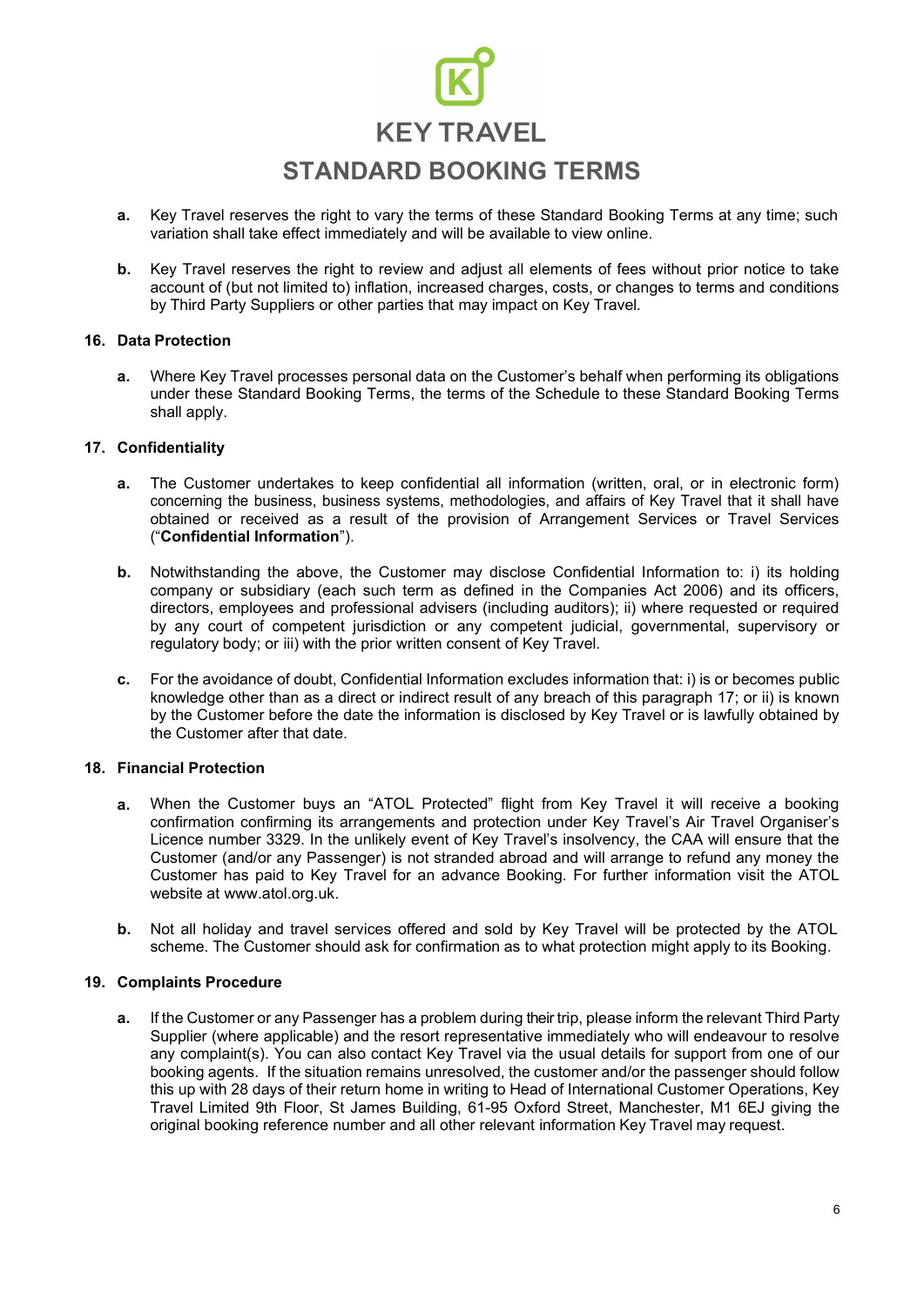# KEY TRAVEL

# STANDARD BOOKING TERMS

- **a.** Key Travel reserves the right to vary the terms of these Standard Booking Terms at any time; such variation shall take effect immediately and will be available to view online.

- **b.** Key Travel reserves the right to review and adjust all elements of fees without prior notice to take account of (but not limited to) inflation, increased charges, costs, or changes to terms and conditions by Third Party Suppliers or other parties that may impact on Key Travel.

## 16. Data Protection

- **a.** Where Key Travel processes personal data on the Customer's behalf when performing its obligations under these Standard Booking Terms, the terms of the Schedule to these Standard Booking Terms shall apply.

## 17. Confidentiality

- **a.** The Customer undertakes to keep confidential all information (written, oral, or in electronic form) concerning the business, business systems, methodologies, and affairs of Key Travel that it shall have obtained or received as a result of the provision of Arrangement Services or Travel Services ("**Confidential Information**").

- **b.** Notwithstanding the above, the Customer may disclose Confidential Information to: i) its holding company or subsidiary (each such term as defined in the Companies Act 2006) and its officers, directors, employees and professional advisers (including auditors); ii) where requested or required by any court of competent jurisdiction or any competent judicial, governmental, supervisory or regulatory body; or iii) with the prior written consent of Key Travel.

- **c.** For the avoidance of doubt, Confidential Information excludes information that: i) is or becomes public knowledge other than as a direct or indirect result of any breach of this paragraph 17; or ii) is known by the Customer before the date the information is disclosed by Key Travel or is lawfully obtained by the Customer after that date.

## 18. Financial Protection

- **a.** When the Customer buys an "ATOL Protected" flight from Key Travel it will receive a booking confirmation confirming its arrangements and protection under Key Travel's Air Travel Organiser's Licence number 3329. In the unlikely event of Key Travel's insolvency, the CAA will ensure that the Customer (and/or any Passenger) is not stranded abroad and will arrange to refund any money the Customer has paid to Key Travel for an advance Booking. For further information visit the ATOL website at www.atol.org.uk.

- **b.** Not all holiday and travel services offered and sold by Key Travel will be protected by the ATOL scheme. The Customer should ask for confirmation as to what protection might apply to its Booking.

## 19. Complaints Procedure

- **a.** If the Customer or any Passenger has a problem during their trip, please inform the relevant Third Party Supplier (where applicable) and the resort representative immediately who will endeavour to resolve any complaint(s). You can also contact Key Travel via the usual details for support from one of our booking agents. If the situation remains unresolved, the customer and/or the passenger should follow this up with 28 days of their return home in writing to Head of International Customer Operations, Key Travel Limited 9th Floor, St James Building, 61-95 Oxford Street, Manchester, M1 6EJ giving the original booking reference number and all other relevant information Key Travel may request.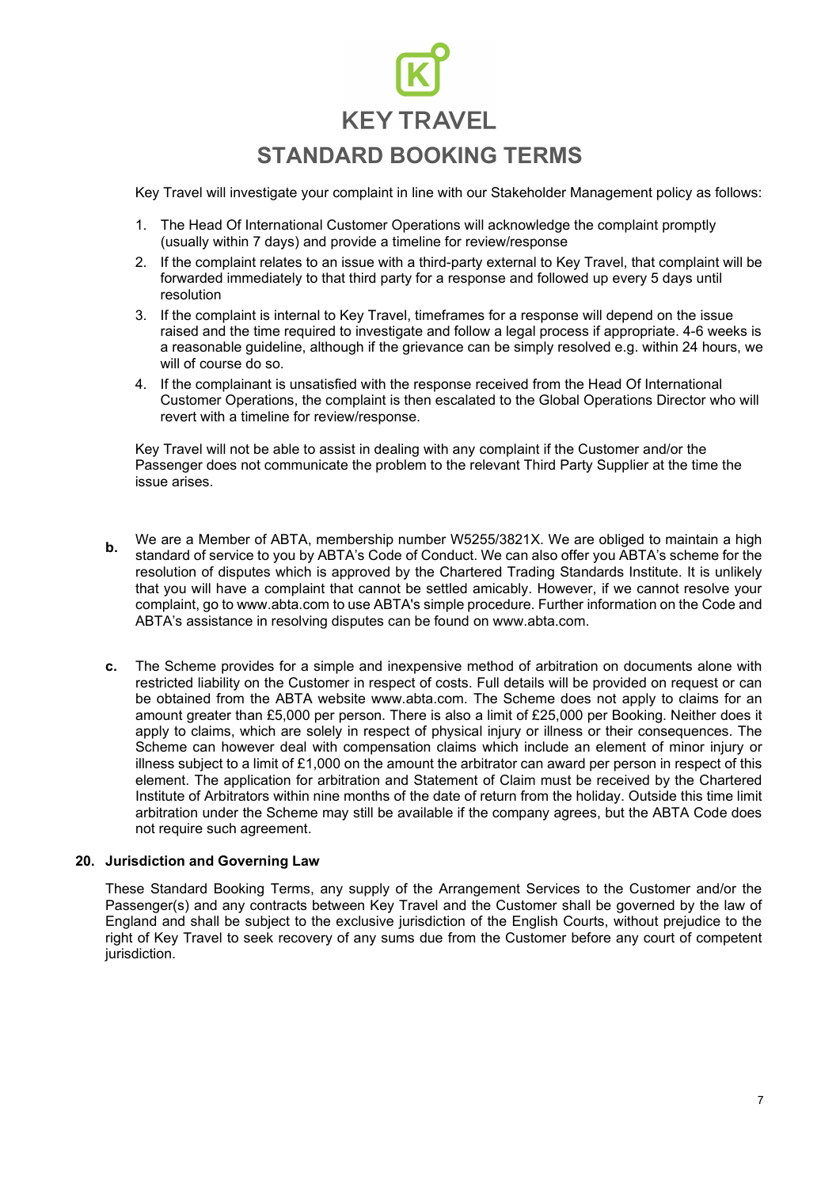Key Travel will investigate your complaint in line with our Stakeholder Management policy as follows:

1. The Head Of International Customer Operations will acknowledge the complaint promptly (usually within 7 days) and provide a timeline for review/response
2. If the complaint relates to an issue with a third-party external to Key Travel, that complaint will be forwarded immediately to that third party for a response and followed up every 5 days until resolution
3. If the complaint is internal to Key Travel, timeframes for a response will depend on the issue raised and the time required to investigate and follow a legal process if appropriate. 4-6 weeks is a reasonable guideline, although if the grievance can be simply resolved e.g. within 24 hours, we will of course do so.
4. If the complainant is unsatisfied with the response received from the Head Of International Customer Operations, the complaint is then escalated to the Global Operations Director who will revert with a timeline for review/response.

Key Travel will not be able to assist in dealing with any complaint if the Customer and/or the Passenger does not communicate the problem to the relevant Third Party Supplier at the time the issue arises.

**b.** We are a Member of ABTA, membership number W5255/3821X. We are obliged to maintain a high standard of service to you by ABTA's Code of Conduct. We can also offer you ABTA's scheme for the resolution of disputes which is approved by the Chartered Trading Standards Institute. It is unlikely that you will have a complaint that cannot be settled amicably. However, if we cannot resolve your complaint, go to www.abta.com to use ABTA's simple procedure. Further information on the Code and ABTA's assistance in resolving disputes can be found on www.abta.com.

**c.** The Scheme provides for a simple and inexpensive method of arbitration on documents alone with restricted liability on the Customer in respect of costs. Full details will be provided on request or can be obtained from the ABTA website www.abta.com. The Scheme does not apply to claims for an amount greater than £5,000 per person. There is also a limit of £25,000 per Booking. Neither does it apply to claims, which are solely in respect of physical injury or illness or their consequences. The Scheme can however deal with compensation claims which include an element of minor injury or illness subject to a limit of £1,000 on the amount the arbitrator can award per person in respect of this element. The application for arbitration and Statement of Claim must be received by the Chartered Institute of Arbitrators within nine months of the date of return from the holiday. Outside this time limit arbitration under the Scheme may still be available if the company agrees, but the ABTA Code does not require such agreement.

## 20. Jurisdiction and Governing Law

These Standard Booking Terms, any supply of the Arrangement Services to the Customer and/or the Passenger(s) and any contracts between Key Travel and the Customer shall be governed by the law of England and shall be subject to the exclusive jurisdiction of the English Courts, without prejudice to the right of Key Travel to seek recovery of any sums due from the Customer before any court of competent jurisdiction.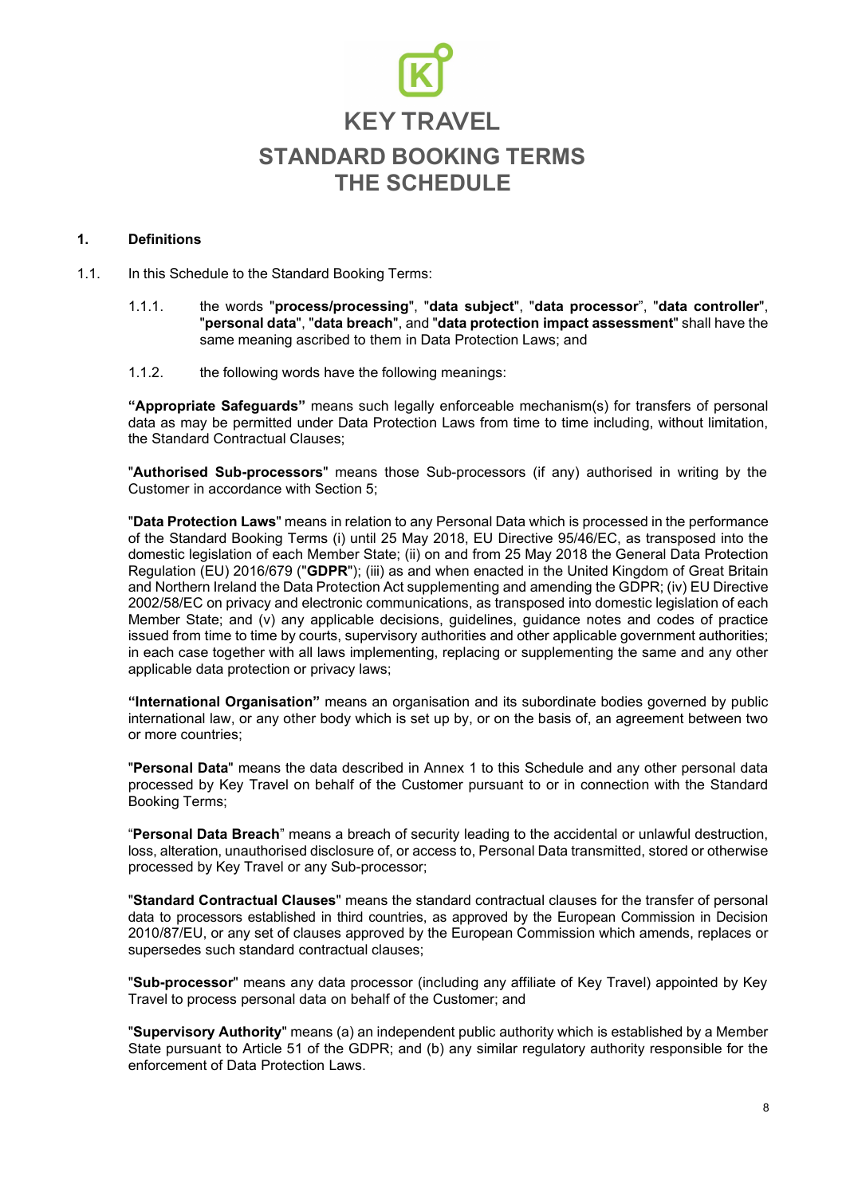# KEY TRAVEL

## STANDARD BOOKING TERMS
## THE SCHEDULE

### 1. Definitions

1.1. In this Schedule to the Standard Booking Terms:

1.1.1. the words "**process/processing**", "**data subject**", "**data processor**", "**data controller**", "**personal data**", "**data breach**", and "**data protection impact assessment**" shall have the same meaning ascribed to them in Data Protection Laws; and

1.1.2. the following words have the following meanings:

**"Appropriate Safeguards"** means such legally enforceable mechanism(s) for transfers of personal data as may be permitted under Data Protection Laws from time to time including, without limitation, the Standard Contractual Clauses;

"**Authorised Sub-processors**" means those Sub-processors (if any) authorised in writing by the Customer in accordance with Section 5;

"**Data Protection Laws**" means in relation to any Personal Data which is processed in the performance of the Standard Booking Terms (i) until 25 May 2018, EU Directive 95/46/EC, as transposed into the domestic legislation of each Member State; (ii) on and from 25 May 2018 the General Data Protection Regulation (EU) 2016/679 ("**GDPR**"); (iii) as and when enacted in the United Kingdom of Great Britain and Northern Ireland the Data Protection Act supplementing and amending the GDPR; (iv) EU Directive 2002/58/EC on privacy and electronic communications, as transposed into domestic legislation of each Member State; and (v) any applicable decisions, guidelines, guidance notes and codes of practice issued from time to time by courts, supervisory authorities and other applicable government authorities; in each case together with all laws implementing, replacing or supplementing the same and any other applicable data protection or privacy laws;

**"International Organisation"** means an organisation and its subordinate bodies governed by public international law, or any other body which is set up by, or on the basis of, an agreement between two or more countries;

"**Personal Data**" means the data described in Annex 1 to this Schedule and any other personal data processed by Key Travel on behalf of the Customer pursuant to or in connection with the Standard Booking Terms;

"**Personal Data Breach**" means a breach of security leading to the accidental or unlawful destruction, loss, alteration, unauthorised disclosure of, or access to, Personal Data transmitted, stored or otherwise processed by Key Travel or any Sub-processor;

"**Standard Contractual Clauses**" means the standard contractual clauses for the transfer of personal data to processors established in third countries, as approved by the European Commission in Decision 2010/87/EU, or any set of clauses approved by the European Commission which amends, replaces or supersedes such standard contractual clauses;

"**Sub-processor**" means any data processor (including any affiliate of Key Travel) appointed by Key Travel to process personal data on behalf of the Customer; and

"**Supervisory Authority**" means (a) an independent public authority which is established by a Member State pursuant to Article 51 of the GDPR; and (b) any similar regulatory authority responsible for the enforcement of Data Protection Laws.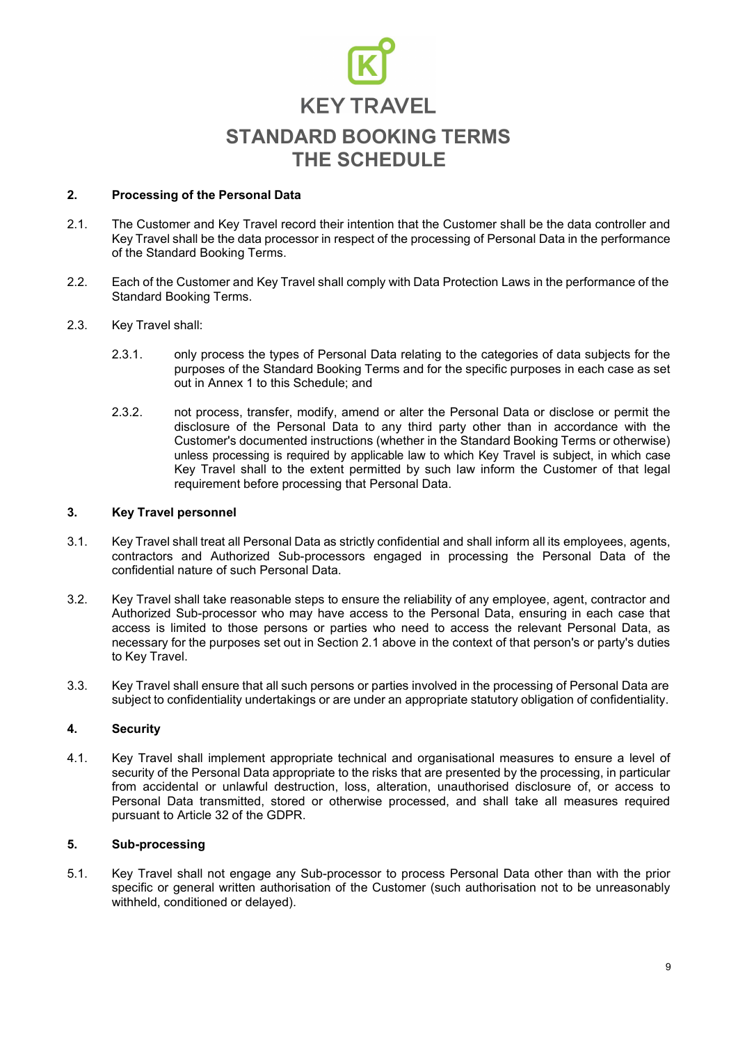# KEY TRAVEL

## STANDARD BOOKING TERMS
## THE SCHEDULE

### 2. Processing of the Personal Data

2.1. The Customer and Key Travel record their intention that the Customer shall be the data controller and Key Travel shall be the data processor in respect of the processing of Personal Data in the performance of the Standard Booking Terms.

2.2. Each of the Customer and Key Travel shall comply with Data Protection Laws in the performance of the Standard Booking Terms.

2.3. Key Travel shall:

2.3.1. only process the types of Personal Data relating to the categories of data subjects for the purposes of the Standard Booking Terms and for the specific purposes in each case as set out in Annex 1 to this Schedule; and

2.3.2. not process, transfer, modify, amend or alter the Personal Data or disclose or permit the disclosure of the Personal Data to any third party other than in accordance with the Customer's documented instructions (whether in the Standard Booking Terms or otherwise) unless processing is required by applicable law to which Key Travel is subject, in which case Key Travel shall to the extent permitted by such law inform the Customer of that legal requirement before processing that Personal Data.

### 3. Key Travel personnel

3.1. Key Travel shall treat all Personal Data as strictly confidential and shall inform all its employees, agents, contractors and Authorized Sub-processors engaged in processing the Personal Data of the confidential nature of such Personal Data.

3.2. Key Travel shall take reasonable steps to ensure the reliability of any employee, agent, contractor and Authorized Sub-processor who may have access to the Personal Data, ensuring in each case that access is limited to those persons or parties who need to access the relevant Personal Data, as necessary for the purposes set out in Section 2.1 above in the context of that person's or party's duties to Key Travel.

3.3. Key Travel shall ensure that all such persons or parties involved in the processing of Personal Data are subject to confidentiality undertakings or are under an appropriate statutory obligation of confidentiality.

### 4. Security

4.1. Key Travel shall implement appropriate technical and organisational measures to ensure a level of security of the Personal Data appropriate to the risks that are presented by the processing, in particular from accidental or unlawful destruction, loss, alteration, unauthorised disclosure of, or access to Personal Data transmitted, stored or otherwise processed, and shall take all measures required pursuant to Article 32 of the GDPR.

### 5. Sub-processing

5.1. Key Travel shall not engage any Sub-processor to process Personal Data other than with the prior specific or general written authorisation of the Customer (such authorisation not to be unreasonably withheld, conditioned or delayed).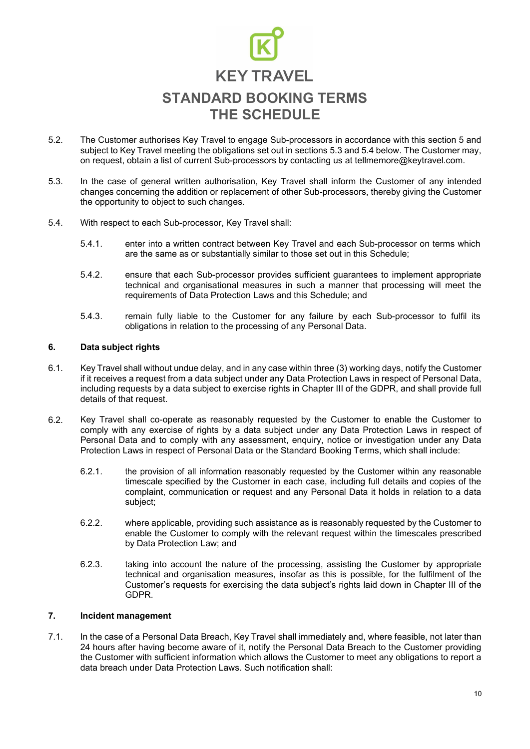5.2. The Customer authorises Key Travel to engage Sub-processors in accordance with this section 5 and subject to Key Travel meeting the obligations set out in sections 5.3 and 5.4 below. The Customer may, on request, obtain a list of current Sub-processors by contacting us at tellmemore@keytravel.com.

5.3. In the case of general written authorisation, Key Travel shall inform the Customer of any intended changes concerning the addition or replacement of other Sub-processors, thereby giving the Customer the opportunity to object to such changes.

5.4. With respect to each Sub-processor, Key Travel shall:

5.4.1. enter into a written contract between Key Travel and each Sub-processor on terms which are the same as or substantially similar to those set out in this Schedule;

5.4.2. ensure that each Sub-processor provides sufficient guarantees to implement appropriate technical and organisational measures in such a manner that processing will meet the requirements of Data Protection Laws and this Schedule; and

5.4.3. remain fully liable to the Customer for any failure by each Sub-processor to fulfil its obligations in relation to the processing of any Personal Data.

## 6. Data subject rights

6.1. Key Travel shall without undue delay, and in any case within three (3) working days, notify the Customer if it receives a request from a data subject under any Data Protection Laws in respect of Personal Data, including requests by a data subject to exercise rights in Chapter III of the GDPR, and shall provide full details of that request.

6.2. Key Travel shall co-operate as reasonably requested by the Customer to enable the Customer to comply with any exercise of rights by a data subject under any Data Protection Laws in respect of Personal Data and to comply with any assessment, enquiry, notice or investigation under any Data Protection Laws in respect of Personal Data or the Standard Booking Terms, which shall include:

6.2.1. the provision of all information reasonably requested by the Customer within any reasonable timescale specified by the Customer in each case, including full details and copies of the complaint, communication or request and any Personal Data it holds in relation to a data subject;

6.2.2. where applicable, providing such assistance as is reasonably requested by the Customer to enable the Customer to comply with the relevant request within the timescales prescribed by Data Protection Law; and

6.2.3. taking into account the nature of the processing, assisting the Customer by appropriate technical and organisation measures, insofar as this is possible, for the fulfilment of the Customer's requests for exercising the data subject's rights laid down in Chapter III of the GDPR.

## 7. Incident management

7.1. In the case of a Personal Data Breach, Key Travel shall immediately and, where feasible, not later than 24 hours after having become aware of it, notify the Personal Data Breach to the Customer providing the Customer with sufficient information which allows the Customer to meet any obligations to report a data breach under Data Protection Laws. Such notification shall: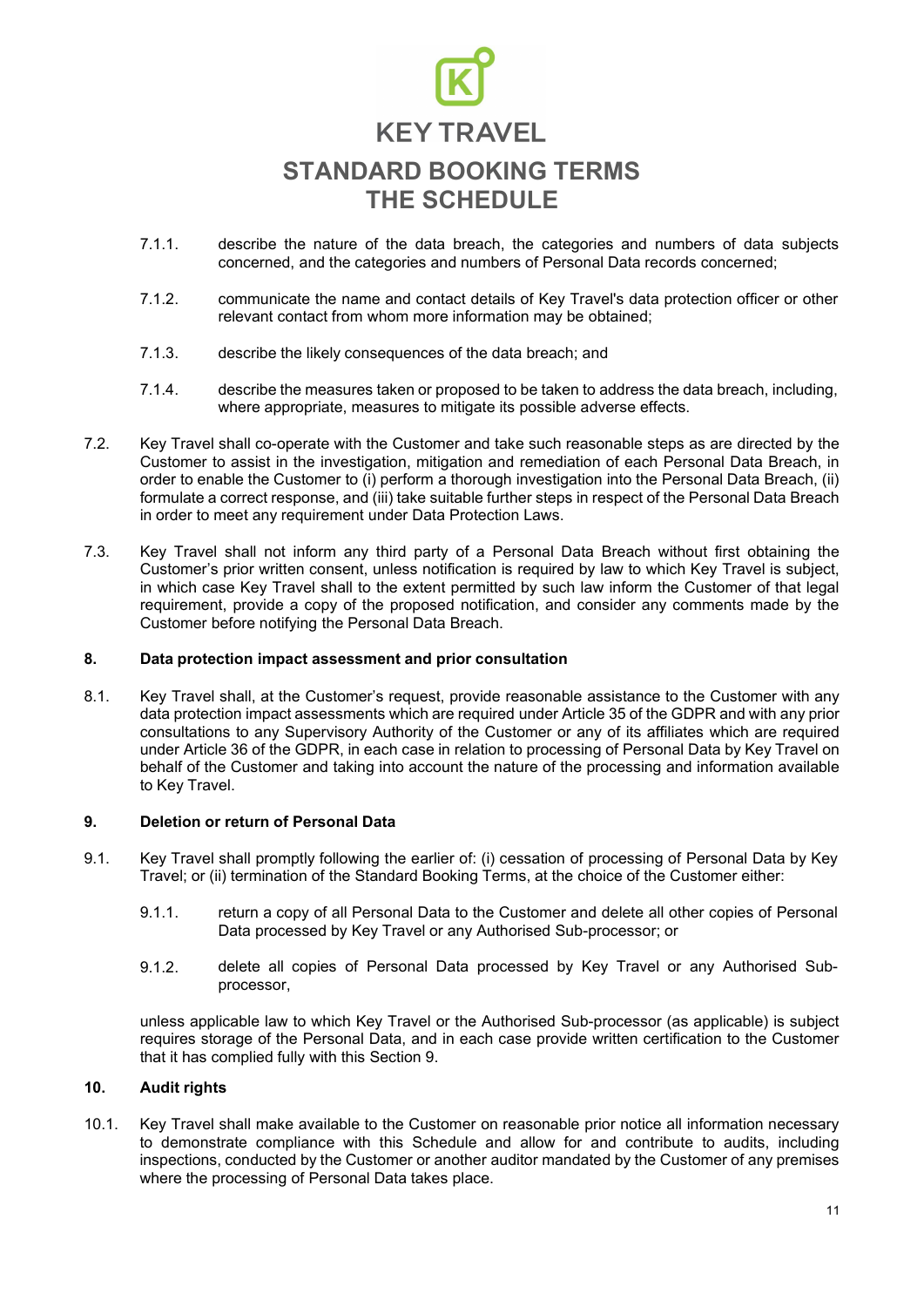7.1.1. describe the nature of the data breach, the categories and numbers of data subjects concerned, and the categories and numbers of Personal Data records concerned;

7.1.2. communicate the name and contact details of Key Travel's data protection officer or other relevant contact from whom more information may be obtained;

7.1.3. describe the likely consequences of the data breach; and

7.1.4. describe the measures taken or proposed to be taken to address the data breach, including, where appropriate, measures to mitigate its possible adverse effects.

7.2. Key Travel shall co-operate with the Customer and take such reasonable steps as are directed by the Customer to assist in the investigation, mitigation and remediation of each Personal Data Breach, in order to enable the Customer to (i) perform a thorough investigation into the Personal Data Breach, (ii) formulate a correct response, and (iii) take suitable further steps in respect of the Personal Data Breach in order to meet any requirement under Data Protection Laws.

7.3. Key Travel shall not inform any third party of a Personal Data Breach without first obtaining the Customer's prior written consent, unless notification is required by law to which Key Travel is subject, in which case Key Travel shall to the extent permitted by such law inform the Customer of that legal requirement, provide a copy of the proposed notification, and consider any comments made by the Customer before notifying the Personal Data Breach.

**8. Data protection impact assessment and prior consultation**

8.1. Key Travel shall, at the Customer's request, provide reasonable assistance to the Customer with any data protection impact assessments which are required under Article 35 of the GDPR and with any prior consultations to any Supervisory Authority of the Customer or any of its affiliates which are required under Article 36 of the GDPR, in each case in relation to processing of Personal Data by Key Travel on behalf of the Customer and taking into account the nature of the processing and information available to Key Travel.

**9. Deletion or return of Personal Data**

9.1. Key Travel shall promptly following the earlier of: (i) cessation of processing of Personal Data by Key Travel; or (ii) termination of the Standard Booking Terms, at the choice of the Customer either:

9.1.1. return a copy of all Personal Data to the Customer and delete all other copies of Personal Data processed by Key Travel or any Authorised Sub-processor; or

9.1.2. delete all copies of Personal Data processed by Key Travel or any Authorised Sub-processor,

unless applicable law to which Key Travel or the Authorised Sub-processor (as applicable) is subject requires storage of the Personal Data, and in each case provide written certification to the Customer that it has complied fully with this Section 9.

**10. Audit rights**

10.1. Key Travel shall make available to the Customer on reasonable prior notice all information necessary to demonstrate compliance with this Schedule and allow for and contribute to audits, including inspections, conducted by the Customer or another auditor mandated by the Customer of any premises where the processing of Personal Data takes place.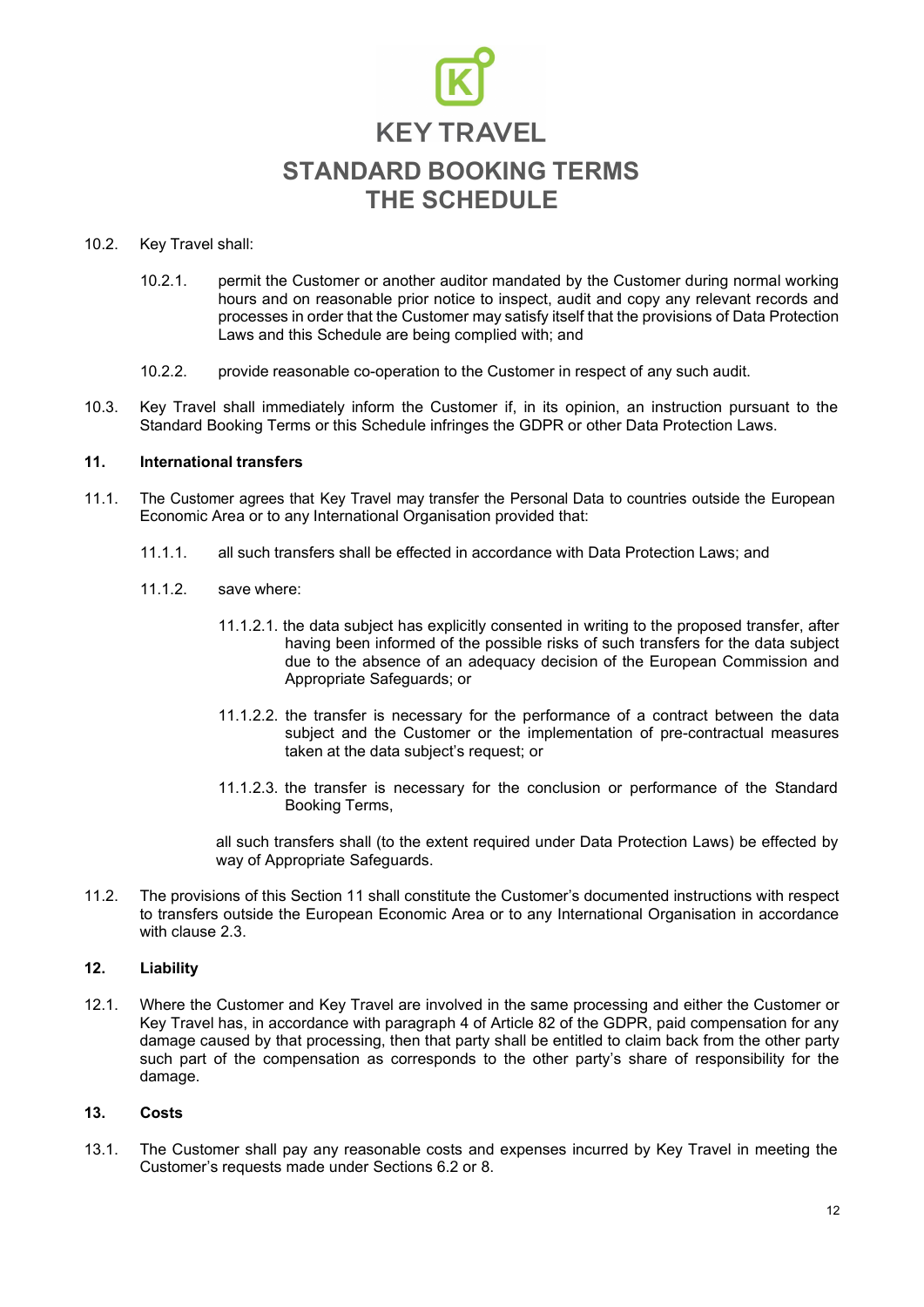10.2. Key Travel shall:

10.2.1. permit the Customer or another auditor mandated by the Customer during normal working hours and on reasonable prior notice to inspect, audit and copy any relevant records and processes in order that the Customer may satisfy itself that the provisions of Data Protection Laws and this Schedule are being complied with; and

10.2.2. provide reasonable co-operation to the Customer in respect of any such audit.

10.3. Key Travel shall immediately inform the Customer if, in its opinion, an instruction pursuant to the Standard Booking Terms or this Schedule infringes the GDPR or other Data Protection Laws.

## 11. International transfers

11.1. The Customer agrees that Key Travel may transfer the Personal Data to countries outside the European Economic Area or to any International Organisation provided that:

11.1.1. all such transfers shall be effected in accordance with Data Protection Laws; and

11.1.2. save where:

11.1.2.1. the data subject has explicitly consented in writing to the proposed transfer, after having been informed of the possible risks of such transfers for the data subject due to the absence of an adequacy decision of the European Commission and Appropriate Safeguards; or

11.1.2.2. the transfer is necessary for the performance of a contract between the data subject and the Customer or the implementation of pre-contractual measures taken at the data subject's request; or

11.1.2.3. the transfer is necessary for the conclusion or performance of the Standard Booking Terms,

all such transfers shall (to the extent required under Data Protection Laws) be effected by way of Appropriate Safeguards.

11.2. The provisions of this Section 11 shall constitute the Customer's documented instructions with respect to transfers outside the European Economic Area or to any International Organisation in accordance with clause 2.3.

## 12. Liability

12.1. Where the Customer and Key Travel are involved in the same processing and either the Customer or Key Travel has, in accordance with paragraph 4 of Article 82 of the GDPR, paid compensation for any damage caused by that processing, then that party shall be entitled to claim back from the other party such part of the compensation as corresponds to the other party's share of responsibility for the damage.

## 13. Costs

13.1. The Customer shall pay any reasonable costs and expenses incurred by Key Travel in meeting the Customer's requests made under Sections 6.2 or 8.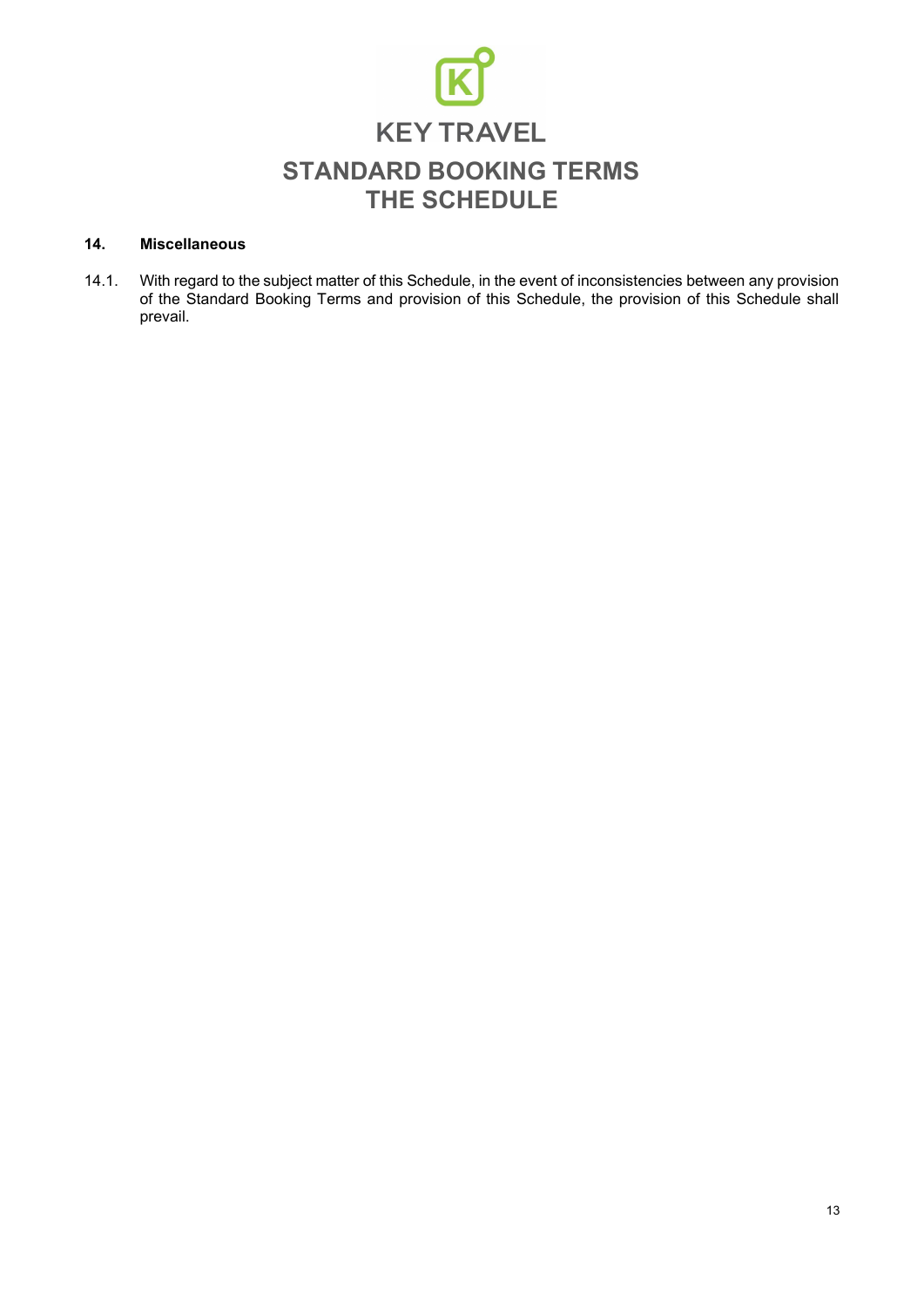# KEY TRAVEL

## STANDARD BOOKING TERMS
## THE SCHEDULE

**14. Miscellaneous**

14.1. With regard to the subject matter of this Schedule, in the event of inconsistencies between any provision of the Standard Booking Terms and provision of this Schedule, the provision of this Schedule shall prevail.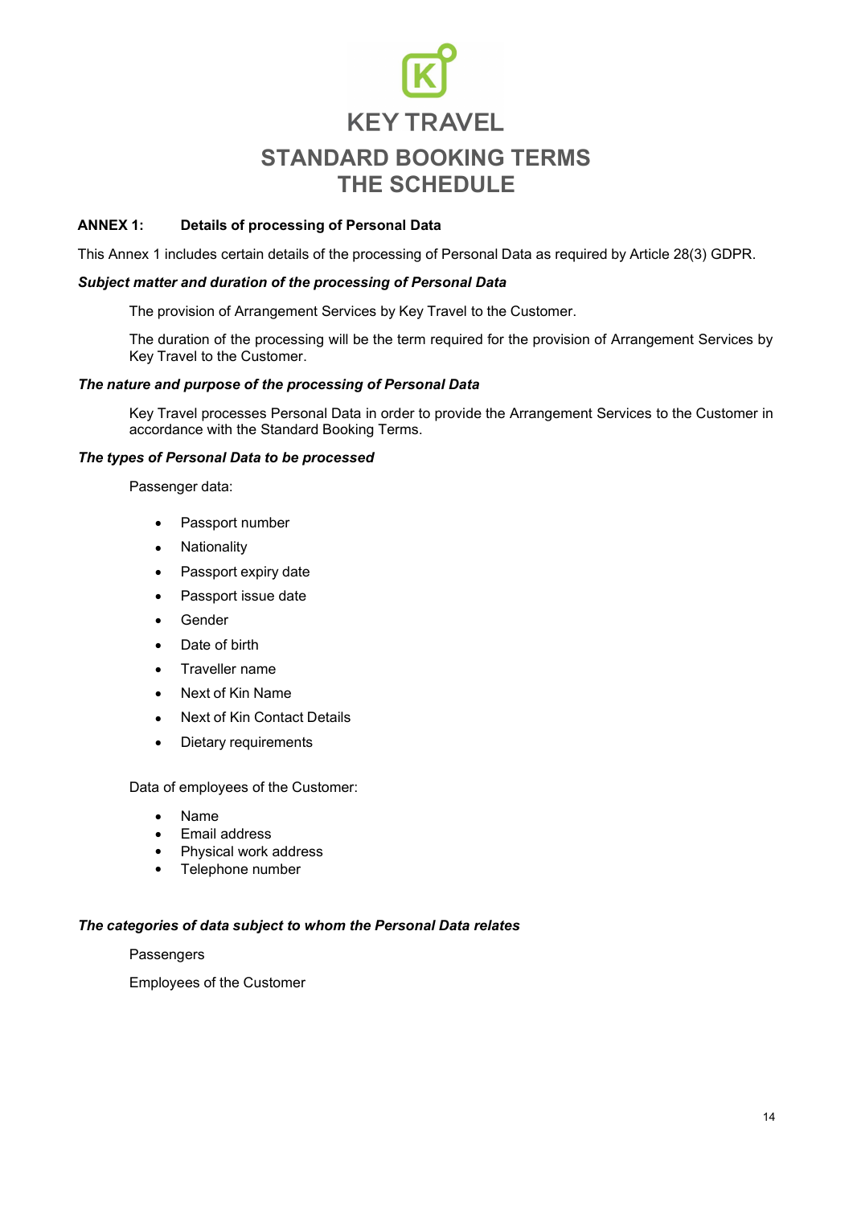# KEY TRAVEL

## STANDARD BOOKING TERMS
## THE SCHEDULE

**ANNEX 1: Details of processing of Personal Data**

This Annex 1 includes certain details of the processing of Personal Data as required by Article 28(3) GDPR.

***Subject matter and duration of the processing of Personal Data***

The provision of Arrangement Services by Key Travel to the Customer.

The duration of the processing will be the term required for the provision of Arrangement Services by Key Travel to the Customer.

***The nature and purpose of the processing of Personal Data***

Key Travel processes Personal Data in order to provide the Arrangement Services to the Customer in accordance with the Standard Booking Terms.

***The types of Personal Data to be processed***

Passenger data:

- Passport number
- Nationality
- Passport expiry date
- Passport issue date
- Gender
- Date of birth
- Traveller name
- Next of Kin Name
- Next of Kin Contact Details
- Dietary requirements

Data of employees of the Customer:

- Name
- Email address
- Physical work address
- Telephone number

***The categories of data subject to whom the Personal Data relates***

Passengers

Employees of the Customer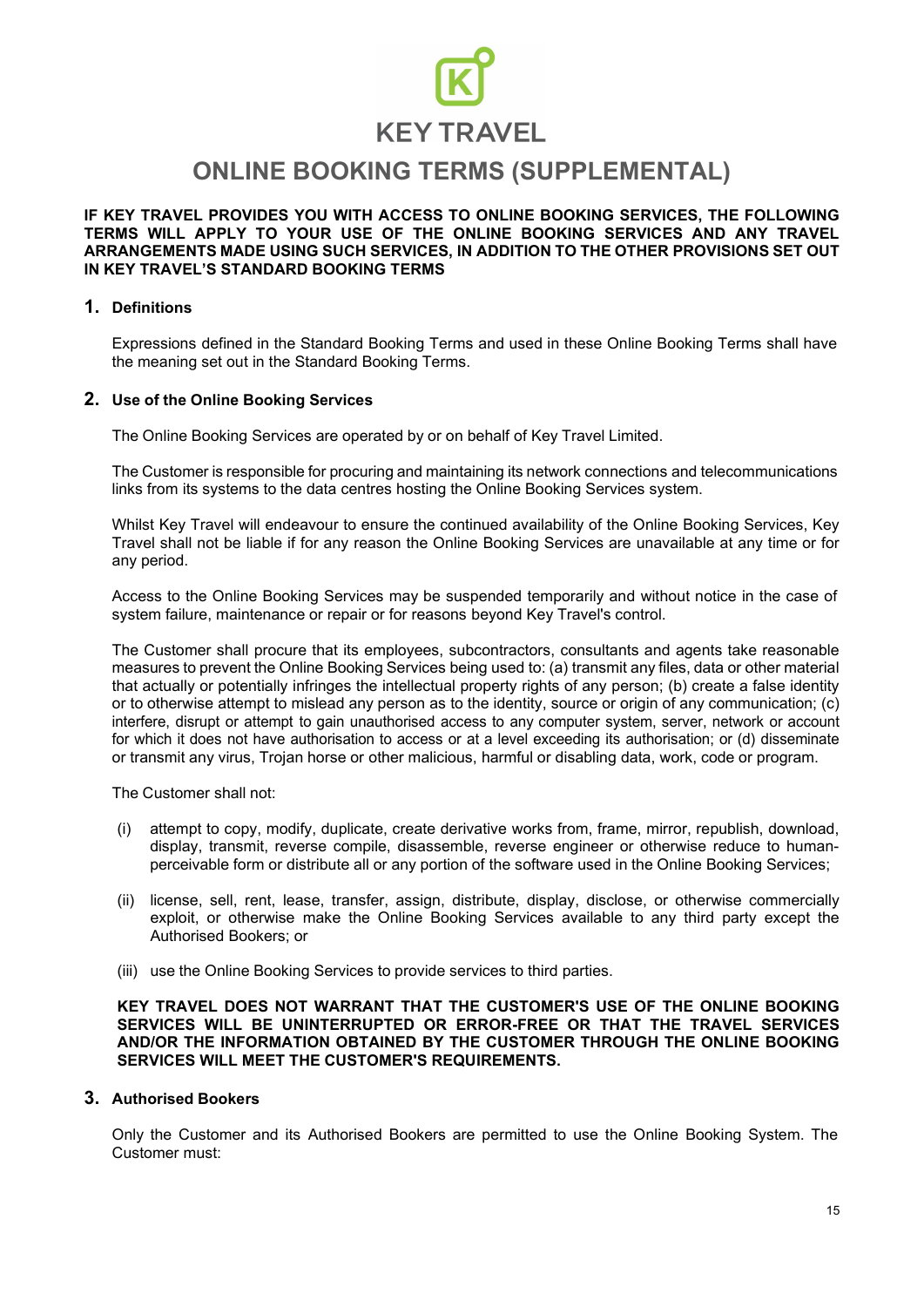KEY TRAVEL

# ONLINE BOOKING TERMS (SUPPLEMENTAL)

**IF KEY TRAVEL PROVIDES YOU WITH ACCESS TO ONLINE BOOKING SERVICES, THE FOLLOWING TERMS WILL APPLY TO YOUR USE OF THE ONLINE BOOKING SERVICES AND ANY TRAVEL ARRANGEMENTS MADE USING SUCH SERVICES, IN ADDITION TO THE OTHER PROVISIONS SET OUT IN KEY TRAVEL'S STANDARD BOOKING TERMS**

## 1. Definitions

Expressions defined in the Standard Booking Terms and used in these Online Booking Terms shall have the meaning set out in the Standard Booking Terms.

## 2. Use of the Online Booking Services

The Online Booking Services are operated by or on behalf of Key Travel Limited.

The Customer is responsible for procuring and maintaining its network connections and telecommunications links from its systems to the data centres hosting the Online Booking Services system.

Whilst Key Travel will endeavour to ensure the continued availability of the Online Booking Services, Key Travel shall not be liable if for any reason the Online Booking Services are unavailable at any time or for any period.

Access to the Online Booking Services may be suspended temporarily and without notice in the case of system failure, maintenance or repair or for reasons beyond Key Travel's control.

The Customer shall procure that its employees, subcontractors, consultants and agents take reasonable measures to prevent the Online Booking Services being used to: (a) transmit any files, data or other material that actually or potentially infringes the intellectual property rights of any person; (b) create a false identity or to otherwise attempt to mislead any person as to the identity, source or origin of any communication; (c) interfere, disrupt or attempt to gain unauthorised access to any computer system, server, network or account for which it does not have authorisation to access or at a level exceeding its authorisation; or (d) disseminate or transmit any virus, Trojan horse or other malicious, harmful or disabling data, work, code or program.

The Customer shall not:

(i) attempt to copy, modify, duplicate, create derivative works from, frame, mirror, republish, download, display, transmit, reverse compile, disassemble, reverse engineer or otherwise reduce to human-perceivable form or distribute all or any portion of the software used in the Online Booking Services;

(ii) license, sell, rent, lease, transfer, assign, distribute, display, disclose, or otherwise commercially exploit, or otherwise make the Online Booking Services available to any third party except the Authorised Bookers; or

(iii) use the Online Booking Services to provide services to third parties.

**KEY TRAVEL DOES NOT WARRANT THAT THE CUSTOMER'S USE OF THE ONLINE BOOKING SERVICES WILL BE UNINTERRUPTED OR ERROR-FREE OR THAT THE TRAVEL SERVICES AND/OR THE INFORMATION OBTAINED BY THE CUSTOMER THROUGH THE ONLINE BOOKING SERVICES WILL MEET THE CUSTOMER'S REQUIREMENTS.**

## 3. Authorised Bookers

Only the Customer and its Authorised Bookers are permitted to use the Online Booking System. The Customer must: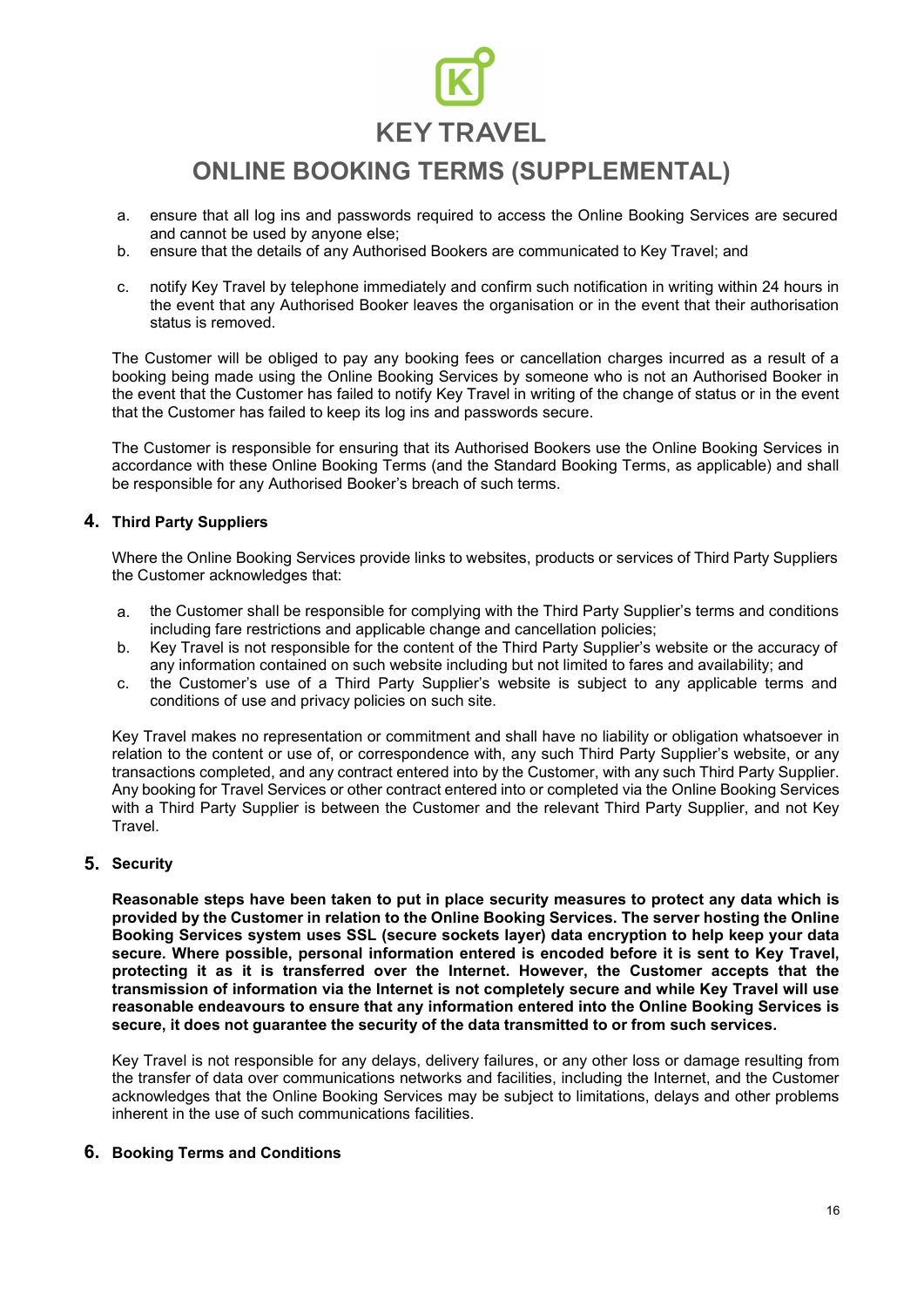a. ensure that all log ins and passwords required to access the Online Booking Services are secured and cannot be used by anyone else;
b. ensure that the details of any Authorised Bookers are communicated to Key Travel; and
c. notify Key Travel by telephone immediately and confirm such notification in writing within 24 hours in the event that any Authorised Booker leaves the organisation or in the event that their authorisation status is removed.

The Customer will be obliged to pay any booking fees or cancellation charges incurred as a result of a booking being made using the Online Booking Services by someone who is not an Authorised Booker in the event that the Customer has failed to notify Key Travel in writing of the change of status or in the event that the Customer has failed to keep its log ins and passwords secure.

The Customer is responsible for ensuring that its Authorised Bookers use the Online Booking Services in accordance with these Online Booking Terms (and the Standard Booking Terms, as applicable) and shall be responsible for any Authorised Booker's breach of such terms.

## 4. Third Party Suppliers

Where the Online Booking Services provide links to websites, products or services of Third Party Suppliers the Customer acknowledges that:

a. the Customer shall be responsible for complying with the Third Party Supplier's terms and conditions including fare restrictions and applicable change and cancellation policies;
b. Key Travel is not responsible for the content of the Third Party Supplier's website or the accuracy of any information contained on such website including but not limited to fares and availability; and
c. the Customer's use of a Third Party Supplier's website is subject to any applicable terms and conditions of use and privacy policies on such site.

Key Travel makes no representation or commitment and shall have no liability or obligation whatsoever in relation to the content or use of, or correspondence with, any such Third Party Supplier's website, or any transactions completed, and any contract entered into by the Customer, with any such Third Party Supplier. Any booking for Travel Services or other contract entered into or completed via the Online Booking Services with a Third Party Supplier is between the Customer and the relevant Third Party Supplier, and not Key Travel.

## 5. Security

**Reasonable steps have been taken to put in place security measures to protect any data which is provided by the Customer in relation to the Online Booking Services. The server hosting the Online Booking Services system uses SSL (secure sockets layer) data encryption to help keep your data secure. Where possible, personal information entered is encoded before it is sent to Key Travel, protecting it as it is transferred over the Internet. However, the Customer accepts that the transmission of information via the Internet is not completely secure and while Key Travel will use reasonable endeavours to ensure that any information entered into the Online Booking Services is secure, it does not guarantee the security of the data transmitted to or from such services.**

Key Travel is not responsible for any delays, delivery failures, or any other loss or damage resulting from the transfer of data over communications networks and facilities, including the Internet, and the Customer acknowledges that the Online Booking Services may be subject to limitations, delays and other problems inherent in the use of such communications facilities.

## 6. Booking Terms and Conditions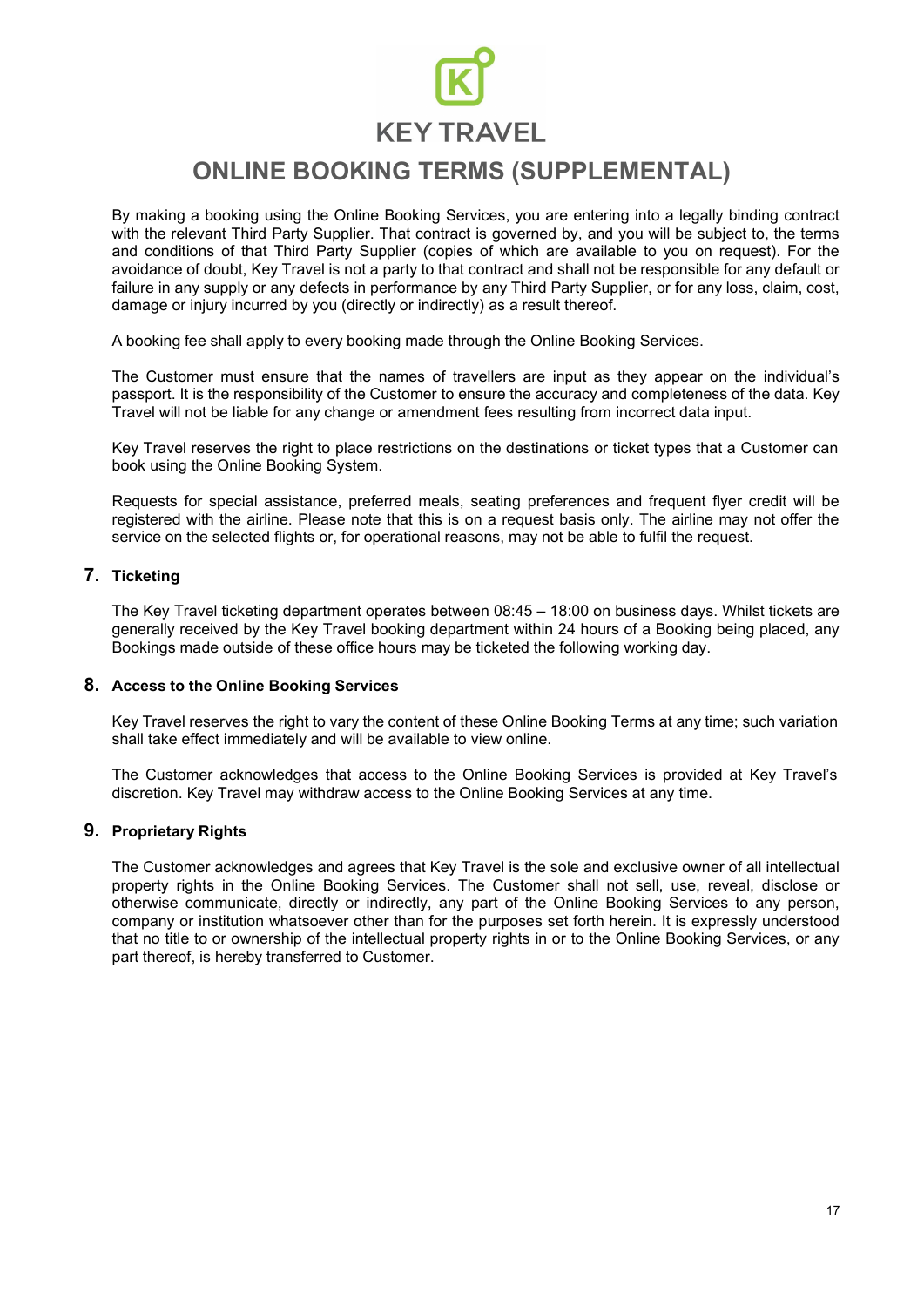# KEY TRAVEL

## ONLINE BOOKING TERMS (SUPPLEMENTAL)

By making a booking using the Online Booking Services, you are entering into a legally binding contract with the relevant Third Party Supplier. That contract is governed by, and you will be subject to, the terms and conditions of that Third Party Supplier (copies of which are available to you on request). For the avoidance of doubt, Key Travel is not a party to that contract and shall not be responsible for any default or failure in any supply or any defects in performance by any Third Party Supplier, or for any loss, claim, cost, damage or injury incurred by you (directly or indirectly) as a result thereof.

A booking fee shall apply to every booking made through the Online Booking Services.

The Customer must ensure that the names of travellers are input as they appear on the individual's passport. It is the responsibility of the Customer to ensure the accuracy and completeness of the data. Key Travel will not be liable for any change or amendment fees resulting from incorrect data input.

Key Travel reserves the right to place restrictions on the destinations or ticket types that a Customer can book using the Online Booking System.

Requests for special assistance, preferred meals, seating preferences and frequent flyer credit will be registered with the airline. Please note that this is on a request basis only. The airline may not offer the service on the selected flights or, for operational reasons, may not be able to fulfil the request.

### 7. Ticketing

The Key Travel ticketing department operates between 08:45 – 18:00 on business days. Whilst tickets are generally received by the Key Travel booking department within 24 hours of a Booking being placed, any Bookings made outside of these office hours may be ticketed the following working day.

### 8. Access to the Online Booking Services

Key Travel reserves the right to vary the content of these Online Booking Terms at any time; such variation shall take effect immediately and will be available to view online.

The Customer acknowledges that access to the Online Booking Services is provided at Key Travel's discretion. Key Travel may withdraw access to the Online Booking Services at any time.

### 9. Proprietary Rights

The Customer acknowledges and agrees that Key Travel is the sole and exclusive owner of all intellectual property rights in the Online Booking Services. The Customer shall not sell, use, reveal, disclose or otherwise communicate, directly or indirectly, any part of the Online Booking Services to any person, company or institution whatsoever other than for the purposes set forth herein. It is expressly understood that no title to or ownership of the intellectual property rights in or to the Online Booking Services, or any part thereof, is hereby transferred to Customer.